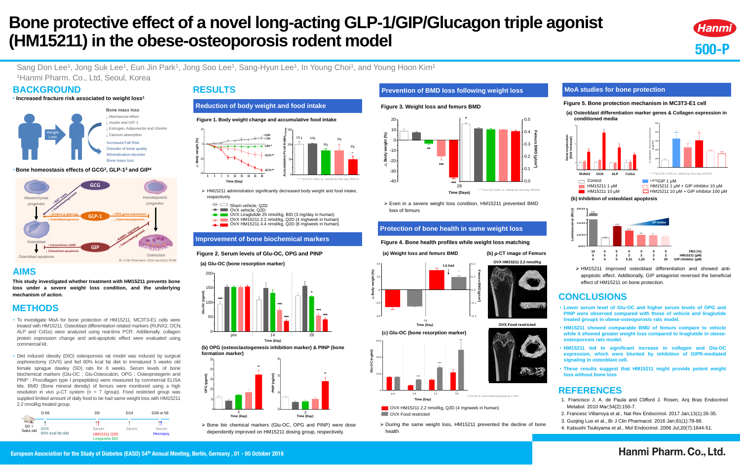# Bone protective effect of a novel long-acting GLP-1/GIP/Glucagon triple agonist (HM15211) in the obese-osteoporosis rodent model

Hanmi

500-P

Sang Don Lee[1], Jong Suk Lee[1], Eun Jin Park[1], Jong Soo Lee[1], Sang-Hyun Lee[1], In Young Choi[1], and Young Hoon Kim[1]

[1]Hanmi Pharm. Co., Ltd, Seoul, Korea

## BACKGROUND

- **Increased fracture risk associated to weight loss[1]**

Weight Loss

Bone mass loss
- ↓ Mechanical effect
- ↓ Insulin and IGF-1
- ↓ Estrogen, Adiponectin and Ghrelin
- ↓ Calcium absorption

Increased Fall Risk
Disorder of bone quality
Mineralization disorder
Bone mass loss

- **Bone homeostasis effects of GCG[2], GLP-1[3] and GIP[4]**

GCG: ↑ BAT mass, ↑ Osteoblastogenesis; GLP-1: ↑ IGFBP2 & WNT10b, ↑ Osteoblastogenesis, ↑ OPG gene expression, ↓ Osteoclastogenesis; GIP: ↑ Intracellular cAMP, ↓ Osteoblast apoptosis, ↓ RANKL signaling, ↓ Osteoclastogenesis. Mesenchymal progenitor, Hematopoietic progenitor, Osteoblast, Osteoclast, Osteoblast apoptosis.

*Br J Clin Pharmacol.* 2016 Jan;81(1):78-88.

## AIMS

**This study investigated whether treatment with HM15211 prevents bone loss under a severe weight loss condition, and the underlying mechanism of action.**

## METHODS

- To investigate MoA for bone protection of HM15211, MC3T3-E1 cells were treated with HM15211. Osteoblast differentiation related markers (RUNX2, OCN, ALP and Col1α) were analyzed using real-time PCR. Additionally, collagen protein expression change and anti-apoptotic effect were evaluated using commercial kit.
- Diet induced obesity (DIO) osteoporosis rat model was induced by surgical oophorectomy (OVX) and fed 60% kcal fat diet to immatured 5 weeks old female sprague dawley (SD) rats for 8 weeks. Serum levels of bone biochemical markers (Glu-OC ; Glu-Osteocalcin, OPG ; Osteoprotegerin and PINP ; Procollagen type I propeptides) were measured by commercial ELISA kits. BMD (Bone mineral density) of femurs were monitored using a high resolution in vivo μ-CT system (n = 7 /group). Food restricted group was supplied limited amount of daily food to be had same weight loss with HM15211 2.2 nmol/kg treated group.

Timeline: SD ♀ 5wks old — D-56: OVX, 60% kcal fat diet; D0: Serum, HM15211 Q3D, Liraglutide BID; D14: Serum; D28 or 56: Serum, Necropsy

## RESULTS

### Reduction of body weight and food intake

**Figure 1. Body weight change and accumulative food intake**

- HM15211 administration significantly decreased body weight and food intake, respectively.

Legend: Sham vehicle, Q2D; OVX vehicle, Q2D; OVX Liraglutide 25 nmol/kg, BID (3 mg/day in human); OVX HM15211 2.2 nmol/kg, Q2D (4 mg/week in human); OVX HM15211 4.4 nmol/kg, Q2D (8 mg/week in human)

### Improvement of bone biochemical markers

**Figure 2. Serum levels of Glu-OC, OPG and PINP**

(a) Glu-OC (bone resorption marker)

(b) OPG (osteoclastogenesis inhibition marker) & PINP (bone formation marker)

- Bone bio chemical markers (Glu-OC, OPG and PINP) were dose dependently improved on HM15211 dosing group, respectively.

### Prevention of BMD loss following weight loss

**Figure 3. Weight loss and femurs BMD**

- Even in a severe weight loss condition, HM15211 prevented BMD loss of femurs

### Protection of bone health in same weight loss

**Figure 4. Bone health profiles while weight loss matching**

(a) Weight loss and femurs BMD

(b) μ-CT image of Femurs — OVX HM15211 2.2 nmol/kg; OVX Food restricted

(c) Glu-OC (bone resorption marker)

Legend: OVX HM15211 2.2 nmol/kg, Q2D (4 mg/week in human); OVX Food restricted

- During the same weight loss, HM15211 prevented the decline of bone health

### MoA studies for bone protection

**Figure 5. Bone protection mechanism in MC3T3-E1 cell**

(a) Osteoblast differentiation marker genes & Collagen expression in conditioned media

Legend: Control; HM15211 1 μM; HM15211 10 μM; GIP 1 μM; HM15211 1 μM + GIP inhibitor 10 μM; HM15211 10 μM + GIP inhibitor 100 μM

(b) Inhibition of osteoblast apoptosis

| FBS (%) | 10 | 0 | 0 | 0 | 0 | 0 | 0 |
|---|---|---|---|---|---|---|---|
| HM15211 (μM) | 0 | 0 | 2 | 2 | 2 | 2 | 2 |
| GIP inhibitor (μM) | 0 | 0 | 0 | 0.31 | 1.25 | 5 | 20 |

- HM15211 improved osteoblast differentiation and showed anti-apoptotic effect. Additionally, GIP antagonist reversed the beneficial effect of HM15211 on bone protection.

## CONCLUSIONS

- **Lower serum level of Glu-OC and higher serum levels of OPG and PINP were observed compared with those of vehicle and liraglutide treated groups in obese-osteoporosis rats model.**
- **HM15211 showed comparable BMD of femurs compare to vehicle while it showed greater weight loss compared to liraglutide in obese-osteoporosis rats model.**
- **HM15211 led to significant increase in collagen and Gla-OC expression, which were blunted by inhibition of GIPR-mediated signaling in osteoblast cell.**
- **These results suggest that HM15211 might provide potent weight loss without bone loss**

## REFERENCES

1. Francisco J. A. de Paula and Clifford J. Rosen, Arq Bras Endocrinol Metabol. 2010 Mar;54(2):150-7.
2. Francesc Villarroya et al., Nat Rev Endocrinol. 2017 Jan;13(1):26-35.
3. Guojing Luo et al., Br J Clin Pharmacol. 2016 Jan;81(1):78-88.
4. Katsushi Tsukiyama et al., Mol Endocrinol. 2006 Jul;20(7):1644-51.

European Association for the Study of Diabetes (EASD) 54th Annual Meeting, Berlin, Germany , 01 - 05 October 2018

Hanmi Pharm. Co., Ltd.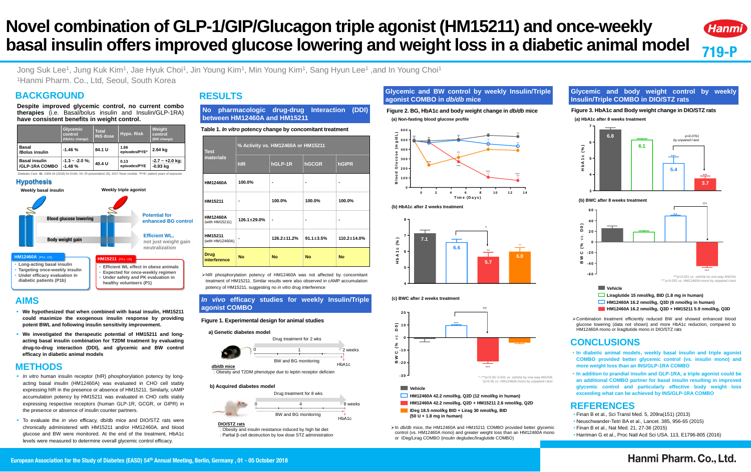# Novel combination of GLP-1/GIP/Glucagon triple agonist (HM15211) and once-weekly basal insulin offers improved glucose lowering and weight loss in a diabetic animal model

Hanmi

719-P

Jong Suk Lee[1], Jung Kuk Kim[1], Jae Hyuk Choi[1], Jin Young Kim[1], Min Young Kim[1], Sang Hyun Lee[1] ,and In Young Choi[1]

[1]Hanmi Pharm. Co., Ltd, Seoul, South Korea

## BACKGROUND

**Despite improved glycemic control, no current combo therapies** (i.e. Basal/bolus insulin and Insulin/GLP-1RA) **have consistent benefits in weight control.**

| | Glycemic control (HbA1c change) | Total INS dose | Hypo. Risk | Weight control (BW change) |
|---|---|---|---|---|
| Basal /Bolus insulin | -1.46 % | 84.1 U | 1.66 episodes/PYE* | 2.64 kg |
| Basal insulin /GLP-1RA COMBO | -1.3 ~ -2.0 %; -1.48 % | 40.4 U | 0.13 episodes/PYE | -2.7 ~ +2.0 kg; -0.93 kg |

Diabetes Care. 41, 1009-16 (2018) for DUAL VII; IR presentation 2Q, 2017 Novo nordisk. *PYE: patient years of exposure

### Hypothesis

Weekly basal insulin

Weekly triple agonist

Blood glucose lowering

Body weight gain

Potential for enhanced BG control

Efficient WL, not just weight gain neutralization

**HM12460A** [Ph1, US]

- Long-acting basal insulin
- Targeting once-weekly insulin
- Under efficacy evaluation in diabetic patients (P1b)

**HM15211** [Ph1, US]

- Efficient WL effect in obese animals
- Expected for once-weekly regimen
- Under safety and PK evaluation in healthy volunteers (P1)

## AIMS

- **We hypothesized that when combined with basal insulin, HM15211 could maximize the exogenous insulin response by providing potent BWL and following insulin sensitivity improvement.**
- **We investigated the therapeutic potential of HM15211 and long-acting basal insulin combination for T2DM treatment by evaluating drug-to-drug interaction (DDI), and glycemic and BW control efficacy in diabetic animal models**

## METHODS

- *In vitro* human insulin receptor (hIR) phosphorylation potency by long-acting basal insulin (HM12460A) was evaluated in CHO cell stably expressing hIR in the presence or absence of HM15211. Similarly, cAMP accumulation potency by HM15211 was evaluated in CHO cells stably expressing respective receptors (human GLP-1R, GCGR, or GIPR) in the presence or absence of insulin counter partners.
- To evaluate the *in vivo* efficacy, db/db mice and DIO/STZ rats were chronically administered with HM15211 and/or HM12460A, and blood glucose and BW were monitored. At the end of the treatment, HbA1c levels were measured to determine overall glycemic control efficacy.

## RESULTS

### No pharmacologic drug-drug Interaction (DDI) between HM12460A and HM15211

**Table 1.** *In vitro* **potency change by concomitant treatment**

| Test materials | % Activity vs. HM12460A or HM15211 | | | |
|---|---|---|---|---|
| | hIR | hGLP-1R | hGCGR | hGIPR |
| HM12460A | 100.0% | - | - | - |
| HM15211 | - | 100.0% | 100.0% | 100.0% |
| HM12460A (with HM15211) | 126.1±29.0% | - | - | - |
| HM15211 (with HM12460A) | - | 126.2±11.2% | 91.1±3.5% | 110.2±14.0% |
| Drug interference | No | No | No | No |

➢hIR phosphorylation potency of HM12460A was not affected by concomitant treatment of HM15211. Similar results were also observed in cAMP accumulation potency of HM15211, suggesting no *in vitro* drug interference

### *In vivo* efficacy studies for weekly Insulin/Triple agonist COMBO

**Figure 1. Experimental design for animal studies**

a) Genetic diabetes model

Drug treatment for 2 wks

0 1 2 weeks

BW and BG monitoring

HbA1c

*db/db* mice

: Obesity and T2DM phenotype due to leptin receptor deficien

b) Acquired diabetes model

Drug treatment for 8 wks

0 4 8 weeks

BW and BG monitoring

HbA1c

DIO/STZ rats

: Obesity and insulin resistance induced by high fat diet

: Partial β-cell destruction by low dose STZ administration

### Glycemic and BW control by weekly Insulin/Triple agonist COMBO in *db/db* mice

**Figure 2. BG, HbA1c and body weight change in** ***db/db*** **mice**

(a) Non-fasting blood glucose profile

Blood Glucose (mg/dL)

Time (Days)

(b) HbA1c after 2 weeks treatment

HbA1c (%)

7.1 6.6 5.7 6.0

(c) BWC after 2 weeks treatment

BWC (% vs. D0)

*~***p<0.05~0.001 vs. vehicle by one-way ANOVA
†p<0.05 vs. HM12460A mono by unpaired t-test

Vehicle

HM12460A 42.2 nmol/kg, Q2D (12 nmol/kg in human)

HM12460A 42.2 nmol/kg, Q2D + HM15211 2.6 nmol/kg, Q2D

IDeg 18.5 nmol/kg BID + Lirag 30 nmol/kg, BID (50 U + 1.8 mg in human)

➢In *db/db* mice, the HM12460A and HM15211 COMBO provided better glycemic control (vs. HM12460A mono) and greater weight loss than an HM12460A mono or IDeg/Lirag COMBO (insulin degludec/liraglutide COMBO)

### Glycemic and body weight control by weekly Insulin/Triple COMBO in DIO/STZ rats

**Figure 3. HbA1c and Body weight change in DIO/STZ rats**

(a) HbA1c after 8 weeks treatment

HbA1c (%)

6.8 6.1 5.4 3.7

p=0.0761 by unpaired t-test

(b) BWC after 8 weeks treatment

BWC (% vs. D0)

***p<0.001 vs. vehicle by one-way ANOVA
†††p<0.001 vs. HM12460A mono by unpaired t-test

Vehicle

Liraglutide 15 nmol/kg, BID (1.8 mg in human)

HM12460A 16.2 nmol/kg, Q3D (6 nmol/kg in human)

HM12460A 16.2 nmol/kg, Q3D + HM15211 5.9 nmol/kg, Q3D

➢Combination treatment efficiently reduced BW and showed enhanced blood glucose lowering (data not shown) and more HbA1c reduction, compared to HM12460A mono or liraglutide mono in DIO/STZ rats

## CONCLUSIONS

- **In diabetic animal models, weekly basal insulin and triple agonist COMBO provided better glycemic control (vs. insulin mono) and more weight loss than an INS/GLP-1RA COMBO**
- **In addition to prandial insulin and GLP-1RA, a triple agonist could be an additional COMBO partner for basal insulin resulting in improved glycemic control and particularly effective body weight loss exceeding what can be achieved by INS/GLP-1RA COMBO**

## REFERENCES

- Finan B et al., Sci Transl Med. 5, 209ra(151) (2013)
- Neuschwander-Tetri BA et al., Lancet. 385, 956-65 (2015)
- Finan B et al., Nat Med. 21, 27-36 (2015)
- Harriman G et al., Proc Natl Acd Sci USA. 113, E1796-805 (2016)

European Association for the Study of Diabetes (EASD) 54th Annual Meeting, Berlin, Germany , 01 - 05 October 2018

Hanmi Pharm. Co., Ltd.